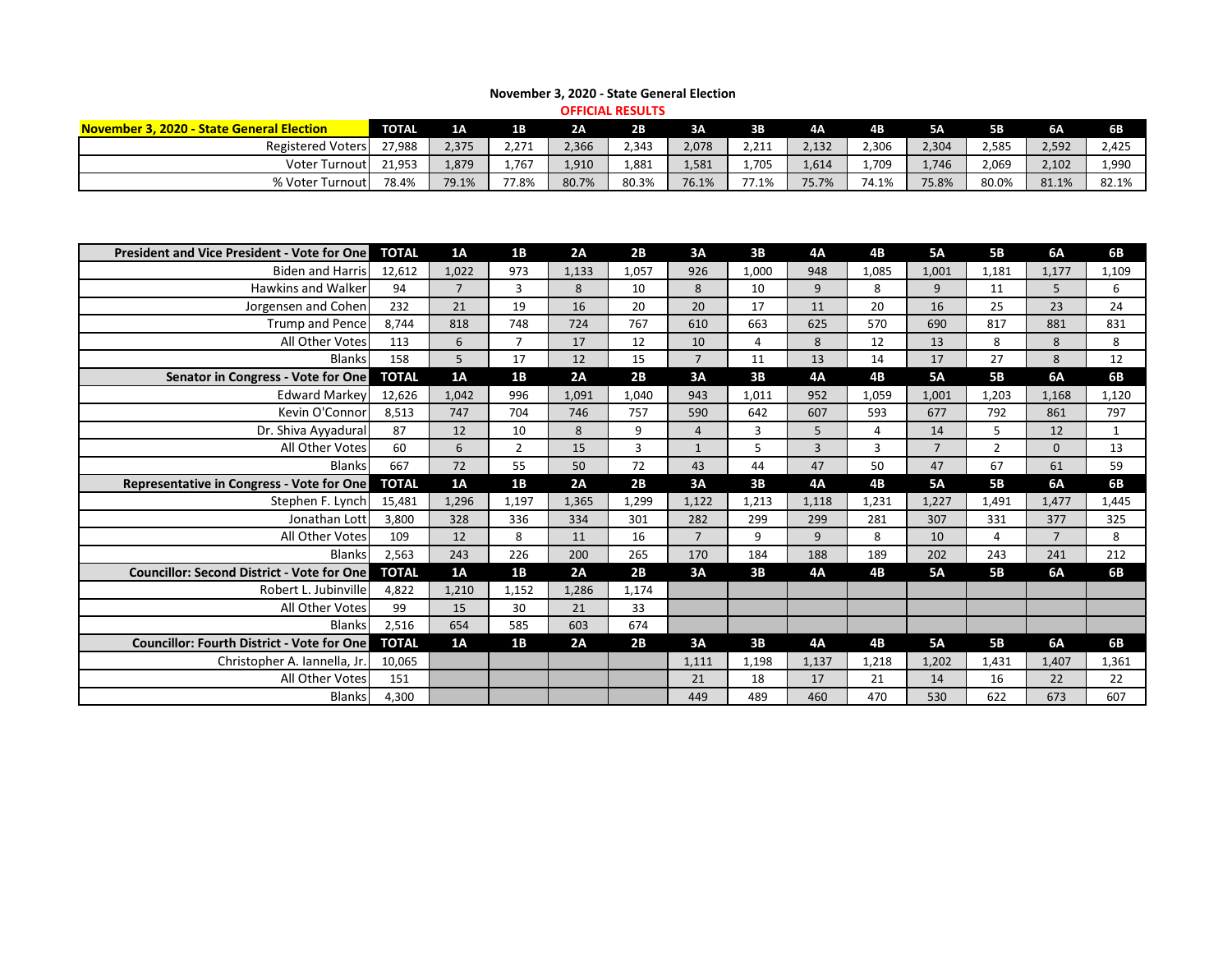# November 3, 2020 - State General Election

**OFFICIAL RESULTS**

| November 3, 2020 - State General Election | TOTAL | 1A | 1B | 2A | 2B | 3A | 3B | 4A | 4B | 5A | 5B | 6A | 6B |
|---|---|---|---|---|---|---|---|---|---|---|---|---|---|
| Registered Voters | 27,988 | 2,375 | 2,271 | 2,366 | 2,343 | 2,078 | 2,211 | 2,132 | 2,306 | 2,304 | 2,585 | 2,592 | 2,425 |
| Voter Turnout | 21,953 | 1,879 | 1,767 | 1,910 | 1,881 | 1,581 | 1,705 | 1,614 | 1,709 | 1,746 | 2,069 | 2,102 | 1,990 |
| % Voter Turnout | 78.4% | 79.1% | 77.8% | 80.7% | 80.3% | 76.1% | 77.1% | 75.7% | 74.1% | 75.8% | 80.0% | 81.1% | 82.1% |

| President and Vice President - Vote for One | TOTAL | 1A | 1B | 2A | 2B | 3A | 3B | 4A | 4B | 5A | 5B | 6A | 6B |
|---|---|---|---|---|---|---|---|---|---|---|---|---|---|
| Biden and Harris | 12,612 | 1,022 | 973 | 1,133 | 1,057 | 926 | 1,000 | 948 | 1,085 | 1,001 | 1,181 | 1,177 | 1,109 |
| Hawkins and Walker | 94 | 7 | 3 | 8 | 10 | 8 | 10 | 9 | 8 | 9 | 11 | 5 | 6 |
| Jorgensen and Cohen | 232 | 21 | 19 | 16 | 20 | 20 | 17 | 11 | 20 | 16 | 25 | 23 | 24 |
| Trump and Pence | 8,744 | 818 | 748 | 724 | 767 | 610 | 663 | 625 | 570 | 690 | 817 | 881 | 831 |
| All Other Votes | 113 | 6 | 7 | 17 | 12 | 10 | 4 | 8 | 12 | 13 | 8 | 8 | 8 |
| Blanks | 158 | 5 | 17 | 12 | 15 | 7 | 11 | 13 | 14 | 17 | 27 | 8 | 12 |
| **Senator in Congress - Vote for One** | **TOTAL** | **1A** | **1B** | **2A** | **2B** | **3A** | **3B** | **4A** | **4B** | **5A** | **5B** | **6A** | **6B** |
| Edward Markey | 12,626 | 1,042 | 996 | 1,091 | 1,040 | 943 | 1,011 | 952 | 1,059 | 1,001 | 1,203 | 1,168 | 1,120 |
| Kevin O'Connor | 8,513 | 747 | 704 | 746 | 757 | 590 | 642 | 607 | 593 | 677 | 792 | 861 | 797 |
| Dr. Shiva Ayyadural | 87 | 12 | 10 | 8 | 9 | 4 | 3 | 5 | 4 | 14 | 5 | 12 | 1 |
| All Other Votes | 60 | 6 | 2 | 15 | 3 | 1 | 5 | 3 | 3 | 7 | 2 | 0 | 13 |
| Blanks | 667 | 72 | 55 | 50 | 72 | 43 | 44 | 47 | 50 | 47 | 67 | 61 | 59 |
| **Representative in Congress - Vote for One** | **TOTAL** | **1A** | **1B** | **2A** | **2B** | **3A** | **3B** | **4A** | **4B** | **5A** | **5B** | **6A** | **6B** |
| Stephen F. Lynch | 15,481 | 1,296 | 1,197 | 1,365 | 1,299 | 1,122 | 1,213 | 1,118 | 1,231 | 1,227 | 1,491 | 1,477 | 1,445 |
| Jonathan Lott | 3,800 | 328 | 336 | 334 | 301 | 282 | 299 | 299 | 281 | 307 | 331 | 377 | 325 |
| All Other Votes | 109 | 12 | 8 | 11 | 16 | 7 | 9 | 9 | 8 | 10 | 4 | 7 | 8 |
| Blanks | 2,563 | 243 | 226 | 200 | 265 | 170 | 184 | 188 | 189 | 202 | 243 | 241 | 212 |
| **Councillor: Second District - Vote for One** | **TOTAL** | **1A** | **1B** | **2A** | **2B** | **3A** | **3B** | **4A** | **4B** | **5A** | **5B** | **6A** | **6B** |
| Robert L. Jubinville | 4,822 | 1,210 | 1,152 | 1,286 | 1,174 | | | | | | | | |
| All Other Votes | 99 | 15 | 30 | 21 | 33 | | | | | | | | |
| Blanks | 2,516 | 654 | 585 | 603 | 674 | | | | | | | | |
| **Councillor: Fourth District - Vote for One** | **TOTAL** | **1A** | **1B** | **2A** | **2B** | **3A** | **3B** | **4A** | **4B** | **5A** | **5B** | **6A** | **6B** |
| Christopher A. Iannella, Jr. | 10,065 | | | | | 1,111 | 1,198 | 1,137 | 1,218 | 1,202 | 1,431 | 1,407 | 1,361 |
| All Other Votes | 151 | | | | | 21 | 18 | 17 | 21 | 14 | 16 | 22 | 22 |
| Blanks | 4,300 | | | | | 449 | 489 | 460 | 470 | 530 | 622 | 673 | 607 |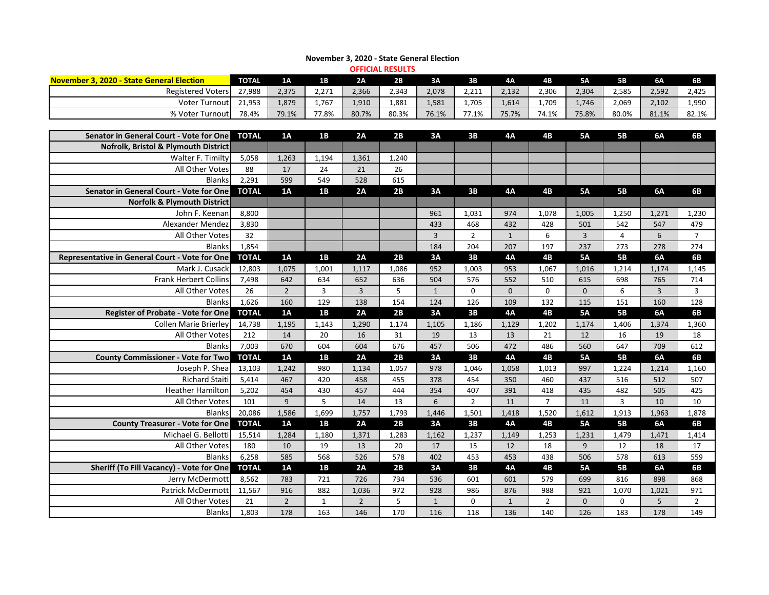## November 3, 2020 - State General Election

**OFFICIAL RESULTS**

| November 3, 2020 - State General Election | TOTAL | 1A | 1B | 2A | 2B | 3A | 3B | 4A | 4B | 5A | 5B | 6A | 6B |
|---|---|---|---|---|---|---|---|---|---|---|---|---|---|
| Registered Voters | 27,988 | 2,375 | 2,271 | 2,366 | 2,343 | 2,078 | 2,211 | 2,132 | 2,306 | 2,304 | 2,585 | 2,592 | 2,425 |
| Voter Turnout | 21,953 | 1,879 | 1,767 | 1,910 | 1,881 | 1,581 | 1,705 | 1,614 | 1,709 | 1,746 | 2,069 | 2,102 | 1,990 |
| % Voter Turnout | 78.4% | 79.1% | 77.8% | 80.7% | 80.3% | 76.1% | 77.1% | 75.7% | 74.1% | 75.8% | 80.0% | 81.1% | 82.1% |

| Senator in General Court - Vote for One | TOTAL | 1A | 1B | 2A | 2B | 3A | 3B | 4A | 4B | 5A | 5B | 6A | 6B |
|---|---|---|---|---|---|---|---|---|---|---|---|---|---|
| **Nofrolk, Bristol & Plymouth District** | | | | | | | | | | | | | |
| Walter F. Timilty | 5,058 | 1,263 | 1,194 | 1,361 | 1,240 | | | | | | | | |
| All Other Votes | 88 | 17 | 24 | 21 | 26 | | | | | | | | |
| Blanks | 2,291 | 599 | 549 | 528 | 615 | | | | | | | | |
| **Senator in General Court - Vote for One** | **TOTAL** | **1A** | **1B** | **2A** | **2B** | **3A** | **3B** | **4A** | **4B** | **5A** | **5B** | **6A** | **6B** |
| **Norfolk & Plymouth District** | | | | | | | | | | | | | |
| John F. Keenan | 8,800 | | | | | 961 | 1,031 | 974 | 1,078 | 1,005 | 1,250 | 1,271 | 1,230 |
| Alexander Mendez | 3,830 | | | | | 433 | 468 | 432 | 428 | 501 | 542 | 547 | 479 |
| All Other Votes | 32 | | | | | 3 | 2 | 1 | 6 | 3 | 4 | 6 | 7 |
| Blanks | 1,854 | | | | | 184 | 204 | 207 | 197 | 237 | 273 | 278 | 274 |
| **Representative in General Court - Vote for One** | **TOTAL** | **1A** | **1B** | **2A** | **2B** | **3A** | **3B** | **4A** | **4B** | **5A** | **5B** | **6A** | **6B** |
| Mark J. Cusack | 12,803 | 1,075 | 1,001 | 1,117 | 1,086 | 952 | 1,003 | 953 | 1,067 | 1,016 | 1,214 | 1,174 | 1,145 |
| Frank Herbert Collins | 7,498 | 642 | 634 | 652 | 636 | 504 | 576 | 552 | 510 | 615 | 698 | 765 | 714 |
| All Other Votes | 26 | 2 | 3 | 3 | 5 | 1 | 0 | 0 | 0 | 0 | 6 | 3 | 3 |
| Blanks | 1,626 | 160 | 129 | 138 | 154 | 124 | 126 | 109 | 132 | 115 | 151 | 160 | 128 |
| **Register of Probate - Vote for One** | **TOTAL** | **1A** | **1B** | **2A** | **2B** | **3A** | **3B** | **4A** | **4B** | **5A** | **5B** | **6A** | **6B** |
| Collen Marie Brierley | 14,738 | 1,195 | 1,143 | 1,290 | 1,174 | 1,105 | 1,186 | 1,129 | 1,202 | 1,174 | 1,406 | 1,374 | 1,360 |
| All Other Votes | 212 | 14 | 20 | 16 | 31 | 19 | 13 | 13 | 21 | 12 | 16 | 19 | 18 |
| Blanks | 7,003 | 670 | 604 | 604 | 676 | 457 | 506 | 472 | 486 | 560 | 647 | 709 | 612 |
| **County Commissioner - Vote for Two** | **TOTAL** | **1A** | **1B** | **2A** | **2B** | **3A** | **3B** | **4A** | **4B** | **5A** | **5B** | **6A** | **6B** |
| Joseph P. Shea | 13,103 | 1,242 | 980 | 1,134 | 1,057 | 978 | 1,046 | 1,058 | 1,013 | 997 | 1,224 | 1,214 | 1,160 |
| Richard Staiti | 5,414 | 467 | 420 | 458 | 455 | 378 | 454 | 350 | 460 | 437 | 516 | 512 | 507 |
| Heather Hamilton | 5,202 | 454 | 430 | 457 | 444 | 354 | 407 | 391 | 418 | 435 | 482 | 505 | 425 |
| All Other Votes | 101 | 9 | 5 | 14 | 13 | 6 | 2 | 11 | 7 | 11 | 3 | 10 | 10 |
| Blanks | 20,086 | 1,586 | 1,699 | 1,757 | 1,793 | 1,446 | 1,501 | 1,418 | 1,520 | 1,612 | 1,913 | 1,963 | 1,878 |
| **County Treasurer - Vote for One** | **TOTAL** | **1A** | **1B** | **2A** | **2B** | **3A** | **3B** | **4A** | **4B** | **5A** | **5B** | **6A** | **6B** |
| Michael G. Bellotti | 15,514 | 1,284 | 1,180 | 1,371 | 1,283 | 1,162 | 1,237 | 1,149 | 1,253 | 1,231 | 1,479 | 1,471 | 1,414 |
| All Other Votes | 180 | 10 | 19 | 13 | 20 | 17 | 15 | 12 | 18 | 9 | 12 | 18 | 17 |
| Blanks | 6,258 | 585 | 568 | 526 | 578 | 402 | 453 | 453 | 438 | 506 | 578 | 613 | 559 |
| **Sheriff (To Fill Vacancy) - Vote for One** | **TOTAL** | **1A** | **1B** | **2A** | **2B** | **3A** | **3B** | **4A** | **4B** | **5A** | **5B** | **6A** | **6B** |
| Jerry McDermott | 8,562 | 783 | 721 | 726 | 734 | 536 | 601 | 601 | 579 | 699 | 816 | 898 | 868 |
| Patrick McDermott | 11,567 | 916 | 882 | 1,036 | 972 | 928 | 986 | 876 | 988 | 921 | 1,070 | 1,021 | 971 |
| All Other Votes | 21 | 2 | 1 | 2 | 5 | 1 | 0 | 1 | 2 | 0 | 0 | 5 | 2 |
| Blanks | 1,803 | 178 | 163 | 146 | 170 | 116 | 118 | 136 | 140 | 126 | 183 | 178 | 149 |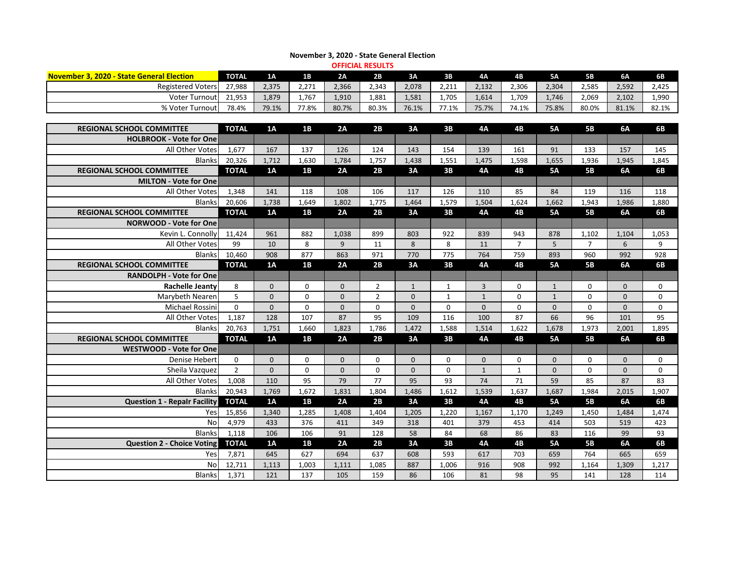**November 3, 2020 - State General Election**

**OFFICIAL RESULTS**

| November 3, 2020 - State General Election | TOTAL | 1A | 1B | 2A | 2B | 3A | 3B | 4A | 4B | 5A | 5B | 6A | 6B |
|---|---|---|---|---|---|---|---|---|---|---|---|---|---|
| Registered Voters | 27,988 | 2,375 | 2,271 | 2,366 | 2,343 | 2,078 | 2,211 | 2,132 | 2,306 | 2,304 | 2,585 | 2,592 | 2,425 |
| Voter Turnout | 21,953 | 1,879 | 1,767 | 1,910 | 1,881 | 1,581 | 1,705 | 1,614 | 1,709 | 1,746 | 2,069 | 2,102 | 1,990 |
| % Voter Turnout | 78.4% | 79.1% | 77.8% | 80.7% | 80.3% | 76.1% | 77.1% | 75.7% | 74.1% | 75.8% | 80.0% | 81.1% | 82.1% |

| REGIONAL SCHOOL COMMITTEE | TOTAL | 1A | 1B | 2A | 2B | 3A | 3B | 4A | 4B | 5A | 5B | 6A | 6B |
|---|---|---|---|---|---|---|---|---|---|---|---|---|---|
| **HOLBROOK - Vote for One** | | | | | | | | | | | | | |
| All Other Votes | 1,677 | 167 | 137 | 126 | 124 | 143 | 154 | 139 | 161 | 91 | 133 | 157 | 145 |
| Blanks | 20,326 | 1,712 | 1,630 | 1,784 | 1,757 | 1,438 | 1,551 | 1,475 | 1,598 | 1,655 | 1,936 | 1,945 | 1,845 |
| **REGIONAL SCHOOL COMMITTEE** | **TOTAL** | **1A** | **1B** | **2A** | **2B** | **3A** | **3B** | **4A** | **4B** | **5A** | **5B** | **6A** | **6B** |
| **MILTON - Vote for One** | | | | | | | | | | | | | |
| All Other Votes | 1,348 | 141 | 118 | 108 | 106 | 117 | 126 | 110 | 85 | 84 | 119 | 116 | 118 |
| Blanks | 20,606 | 1,738 | 1,649 | 1,802 | 1,775 | 1,464 | 1,579 | 1,504 | 1,624 | 1,662 | 1,943 | 1,986 | 1,880 |
| **REGIONAL SCHOOL COMMITTEE** | **TOTAL** | **1A** | **1B** | **2A** | **2B** | **3A** | **3B** | **4A** | **4B** | **5A** | **5B** | **6A** | **6B** |
| **NORWOOD - Vote for One** | | | | | | | | | | | | | |
| Kevin L. Connolly | 11,424 | 961 | 882 | 1,038 | 899 | 803 | 922 | 839 | 943 | 878 | 1,102 | 1,104 | 1,053 |
| All Other Votes | 99 | 10 | 8 | 9 | 11 | 8 | 8 | 11 | 7 | 5 | 7 | 6 | 9 |
| Blanks | 10,460 | 908 | 877 | 863 | 971 | 770 | 775 | 764 | 759 | 893 | 960 | 992 | 928 |
| **REGIONAL SCHOOL COMMITTEE** | **TOTAL** | **1A** | **1B** | **2A** | **2B** | **3A** | **3B** | **4A** | **4B** | **5A** | **5B** | **6A** | **6B** |
| **RANDOLPH - Vote for One** | | | | | | | | | | | | | |
| **Rachelle Jeanty** | 8 | 0 | 0 | 0 | 2 | 1 | 1 | 3 | 0 | 1 | 0 | 0 | 0 |
| Marybeth Nearen | 5 | 0 | 0 | 0 | 2 | 0 | 1 | 1 | 0 | 1 | 0 | 0 | 0 |
| Michael Rossini | 0 | 0 | 0 | 0 | 0 | 0 | 0 | 0 | 0 | 0 | 0 | 0 | 0 |
| All Other Votes | 1,187 | 128 | 107 | 87 | 95 | 109 | 116 | 100 | 87 | 66 | 96 | 101 | 95 |
| Blanks | 20,763 | 1,751 | 1,660 | 1,823 | 1,786 | 1,472 | 1,588 | 1,514 | 1,622 | 1,678 | 1,973 | 2,001 | 1,895 |
| **REGIONAL SCHOOL COMMITTEE** | **TOTAL** | **1A** | **1B** | **2A** | **2B** | **3A** | **3B** | **4A** | **4B** | **5A** | **5B** | **6A** | **6B** |
| **WESTWOOD - Vote for One** | | | | | | | | | | | | | |
| Denise Hebert | 0 | 0 | 0 | 0 | 0 | 0 | 0 | 0 | 0 | 0 | 0 | 0 | 0 |
| Sheila Vazquez | 2 | 0 | 0 | 0 | 0 | 0 | 0 | 1 | 1 | 0 | 0 | 0 | 0 |
| All Other Votes | 1,008 | 110 | 95 | 79 | 77 | 95 | 93 | 74 | 71 | 59 | 85 | 87 | 83 |
| Blanks | 20,943 | 1,769 | 1,672 | 1,831 | 1,804 | 1,486 | 1,612 | 1,539 | 1,637 | 1,687 | 1,984 | 2,015 | 1,907 |
| **Question 1 - Repair Facility** | **TOTAL** | **1A** | **1B** | **2A** | **2B** | **3A** | **3B** | **4A** | **4B** | **5A** | **5B** | **6A** | **6B** |
| Yes | 15,856 | 1,340 | 1,285 | 1,408 | 1,404 | 1,205 | 1,220 | 1,167 | 1,170 | 1,249 | 1,450 | 1,484 | 1,474 |
| No | 4,979 | 433 | 376 | 411 | 349 | 318 | 401 | 379 | 453 | 414 | 503 | 519 | 423 |
| Blanks | 1,118 | 106 | 106 | 91 | 128 | 58 | 84 | 68 | 86 | 83 | 116 | 99 | 93 |
| **Question 2 - Choice Voting** | **TOTAL** | **1A** | **1B** | **2A** | **2B** | **3A** | **3B** | **4A** | **4B** | **5A** | **5B** | **6A** | **6B** |
| Yes | 7,871 | 645 | 627 | 694 | 637 | 608 | 593 | 617 | 703 | 659 | 764 | 665 | 659 |
| No | 12,711 | 1,113 | 1,003 | 1,111 | 1,085 | 887 | 1,006 | 916 | 908 | 992 | 1,164 | 1,309 | 1,217 |
| Blanks | 1,371 | 121 | 137 | 105 | 159 | 86 | 106 | 81 | 98 | 95 | 141 | 128 | 114 |